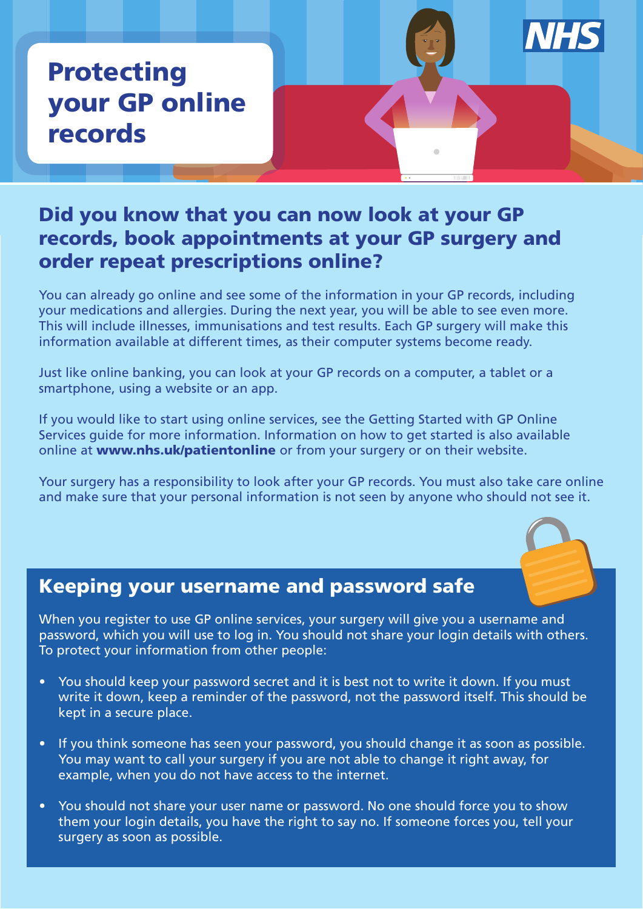# Protecting your GP online records

## Did you know that you can now look at your GP records, book appointments at your GP surgery and order repeat prescriptions online?

You can already go online and see some of the information in your GP records, including your medications and allergies. During the next year, you will be able to see even more. This will include illnesses, immunisations and test results. Each GP surgery will make this information available at different times, as their computer systems become ready.

Just like online banking, you can look at your GP records on a computer, a tablet or a smartphone, using a website or an app.

If you would like to start using online services, see the Getting Started with GP Online Services guide for more information. Information on how to get started is also available online at **www.nhs.uk/patientonline** or from your surgery or on their website.

Your surgery has a responsibility to look after your GP records. You must also take care online and make sure that your personal information is not seen by anyone who should not see it.

## Keeping your username and password safe

When you register to use GP online services, your surgery will give you a username and password, which you will use to log in. You should not share your login details with others. To protect your information from other people:

- You should keep your password secret and it is best not to write it down. If you must write it down, keep a reminder of the password, not the password itself. This should be kept in a secure place.
- If you think someone has seen your password, you should change it as soon as possible. You may want to call your surgery if you are not able to change it right away, for example, when you do not have access to the internet.
- You should not share your user name or password. No one should force you to show them your login details, you have the right to say no. If someone forces you, tell your surgery as soon as possible.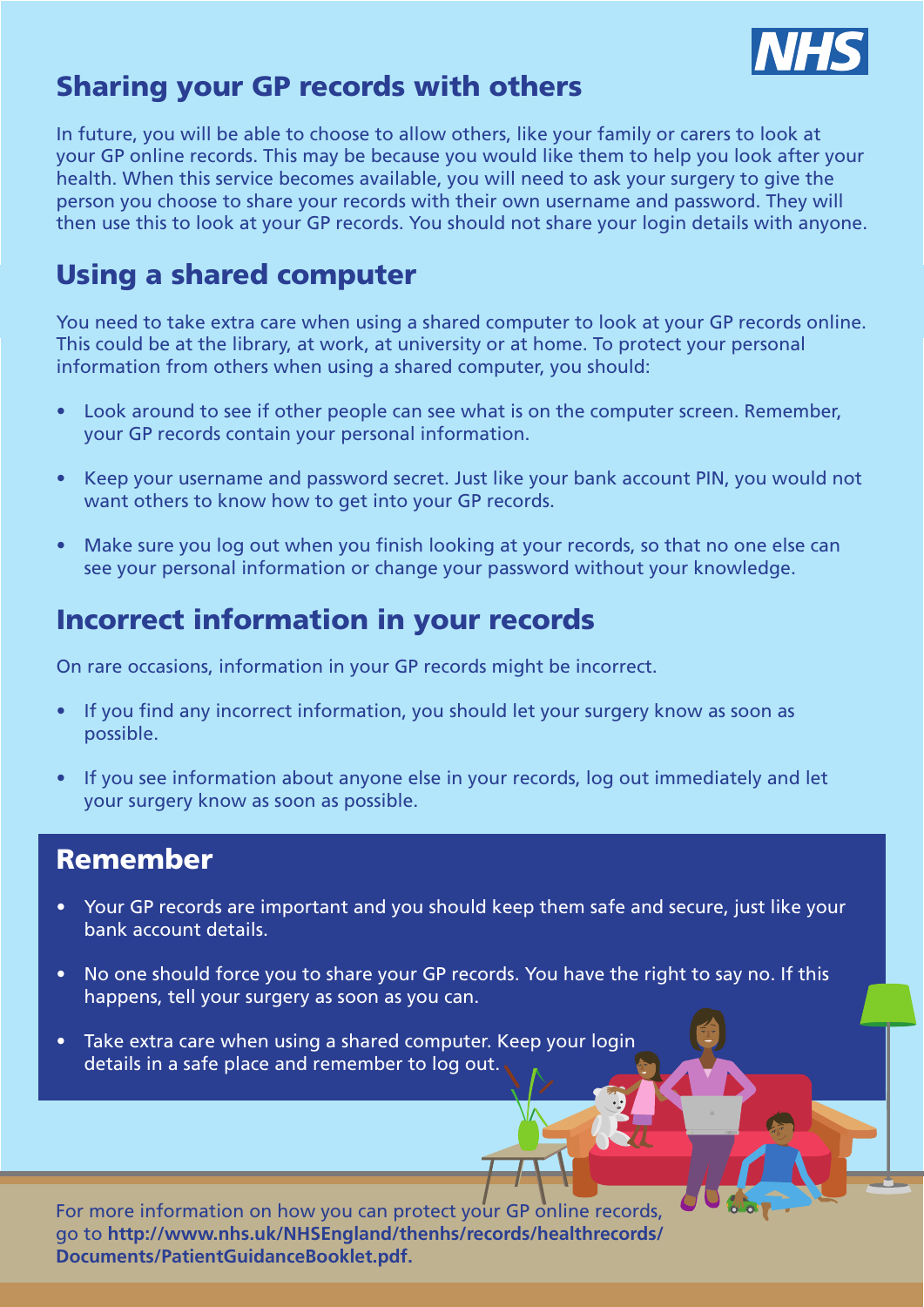## Sharing your GP records with others

In future, you will be able to choose to allow others, like your family or carers to look at your GP online records. This may be because you would like them to help you look after your health. When this service becomes available, you will need to ask your surgery to give the person you choose to share your records with their own username and password. They will then use this to look at your GP records. You should not share your login details with anyone.

## Using a shared computer

You need to take extra care when using a shared computer to look at your GP records online. This could be at the library, at work, at university or at home. To protect your personal information from others when using a shared computer, you should:

- Look around to see if other people can see what is on the computer screen. Remember, your GP records contain your personal information.
- Keep your username and password secret. Just like your bank account PIN, you would not want others to know how to get into your GP records.
- Make sure you log out when you finish looking at your records, so that no one else can see your personal information or change your password without your knowledge.

## Incorrect information in your records

On rare occasions, information in your GP records might be incorrect.

- If you find any incorrect information, you should let your surgery know as soon as possible.
- If you see information about anyone else in your records, log out immediately and let your surgery know as soon as possible.

## Remember

- Your GP records are important and you should keep them safe and secure, just like your bank account details.
- No one should force you to share your GP records. You have the right to say no. If this happens, tell your surgery as soon as you can.
- Take extra care when using a shared computer. Keep your login details in a safe place and remember to log out.

For more information on how you can protect your GP online records, go to **http://www.nhs.uk/NHSEngland/thenhs/records/healthrecords/Documents/PatientGuidanceBooklet.pdf.**